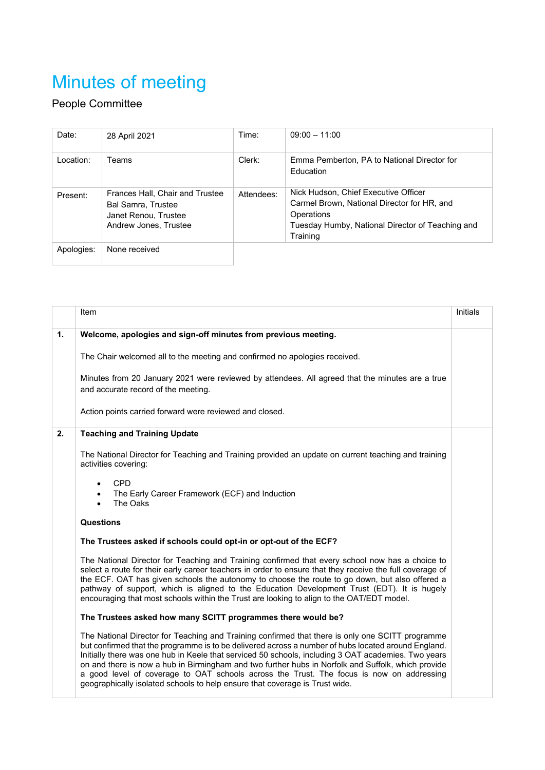# Minutes of meeting

People Committee

| Date: | 28 April 2021 | Time: | 09:00 – 11:00 |
|---|---|---|---|
| Location: | Teams | Clerk: | Emma Pemberton, PA to National Director for Education |
| Present: | Frances Hall, Chair and Trustee<br>Bal Samra, Trustee<br>Janet Renou, Trustee<br>Andrew Jones, Trustee | Attendees: | Nick Hudson, Chief Executive Officer<br>Carmel Brown, National Director for HR, and Operations<br>Tuesday Humby, National Director of Teaching and Training |
| Apologies: | None received | | |

| | Item | Initials |
|---|---|---|
| **1.** | **Welcome, apologies and sign-off minutes from previous meeting.**<br><br>The Chair welcomed all to the meeting and confirmed no apologies received.<br><br>Minutes from 20 January 2021 were reviewed by attendees. All agreed that the minutes are a true and accurate record of the meeting.<br><br>Action points carried forward were reviewed and closed. | |
| **2.** | **Teaching and Training Update**<br><br>The National Director for Teaching and Training provided an update on current teaching and training activities covering:<br><br>• CPD<br>• The Early Career Framework (ECF) and Induction<br>• The Oaks<br><br>**Questions**<br><br>**The Trustees asked if schools could opt-in or opt-out of the ECF?**<br><br>The National Director for Teaching and Training confirmed that every school now has a choice to select a route for their early career teachers in order to ensure that they receive the full coverage of the ECF. OAT has given schools the autonomy to choose the route to go down, but also offered a pathway of support, which is aligned to the Education Development Trust (EDT). It is hugely encouraging that most schools within the Trust are looking to align to the OAT/EDT model.<br><br>**The Trustees asked how many SCITT programmes there would be?**<br><br>The National Director for Teaching and Training confirmed that there is only one SCITT programme but confirmed that the programme is to be delivered across a number of hubs located around England. Initially there was one hub in Keele that serviced 50 schools, including 3 OAT academies. Two years on and there is now a hub in Birmingham and two further hubs in Norfolk and Suffolk, which provide a good level of coverage to OAT schools across the Trust. The focus is now on addressing geographically isolated schools to help ensure that coverage is Trust wide. | |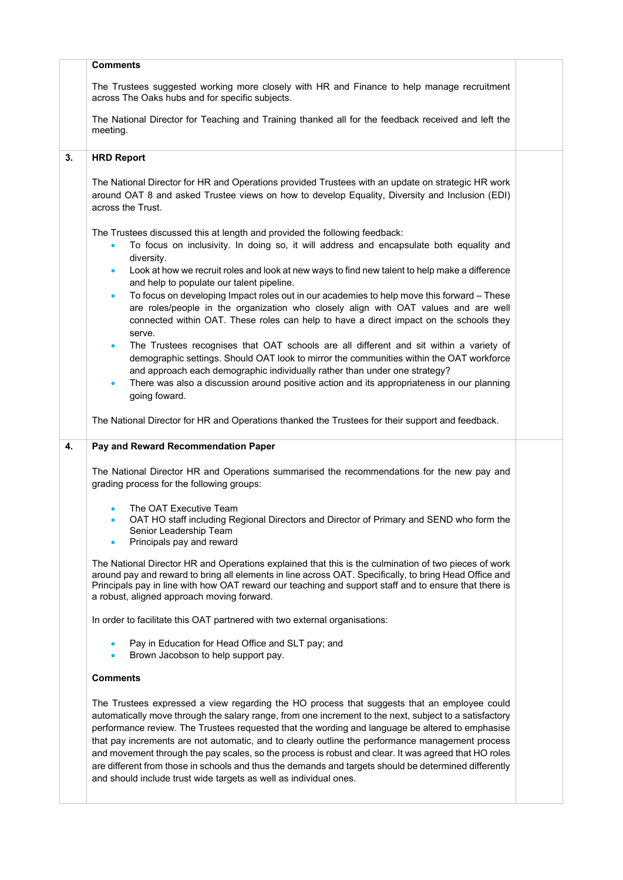**Comments**

The Trustees suggested working more closely with HR and Finance to help manage recruitment across The Oaks hubs and for specific subjects.

The National Director for Teaching and Training thanked all for the feedback received and left the meeting.

**3. HRD Report**

The National Director for HR and Operations provided Trustees with an update on strategic HR work around OAT 8 and asked Trustee views on how to develop Equality, Diversity and Inclusion (EDI) across the Trust.

The Trustees discussed this at length and provided the following feedback:

- To focus on inclusivity. In doing so, it will address and encapsulate both equality and diversity.
- Look at how we recruit roles and look at new ways to find new talent to help make a difference and help to populate our talent pipeline.
- To focus on developing Impact roles out in our academies to help move this forward – These are roles/people in the organization who closely align with OAT values and are well connected within OAT. These roles can help to have a direct impact on the schools they serve.
- The Trustees recognises that OAT schools are all different and sit within a variety of demographic settings. Should OAT look to mirror the communities within the OAT workforce and approach each demographic individually rather than under one strategy?
- There was also a discussion around positive action and its appropriateness in our planning going foward.

The National Director for HR and Operations thanked the Trustees for their support and feedback.

**4. Pay and Reward Recommendation Paper**

The National Director HR and Operations summarised the recommendations for the new pay and grading process for the following groups:

- The OAT Executive Team
- OAT HO staff including Regional Directors and Director of Primary and SEND who form the Senior Leadership Team
- Principals pay and reward

The National Director HR and Operations explained that this is the culmination of two pieces of work around pay and reward to bring all elements in line across OAT. Specifically, to bring Head Office and Principals pay in line with how OAT reward our teaching and support staff and to ensure that there is a robust, aligned approach moving forward.

In order to facilitate this OAT partnered with two external organisations:

- Pay in Education for Head Office and SLT pay; and
- Brown Jacobson to help support pay.

**Comments**

The Trustees expressed a view regarding the HO process that suggests that an employee could automatically move through the salary range, from one increment to the next, subject to a satisfactory performance review. The Trustees requested that the wording and language be altered to emphasise that pay increments are not automatic, and to clearly outline the performance management process and movement through the pay scales, so the process is robust and clear. It was agreed that HO roles are different from those in schools and thus the demands and targets should be determined differently and should include trust wide targets as well as individual ones.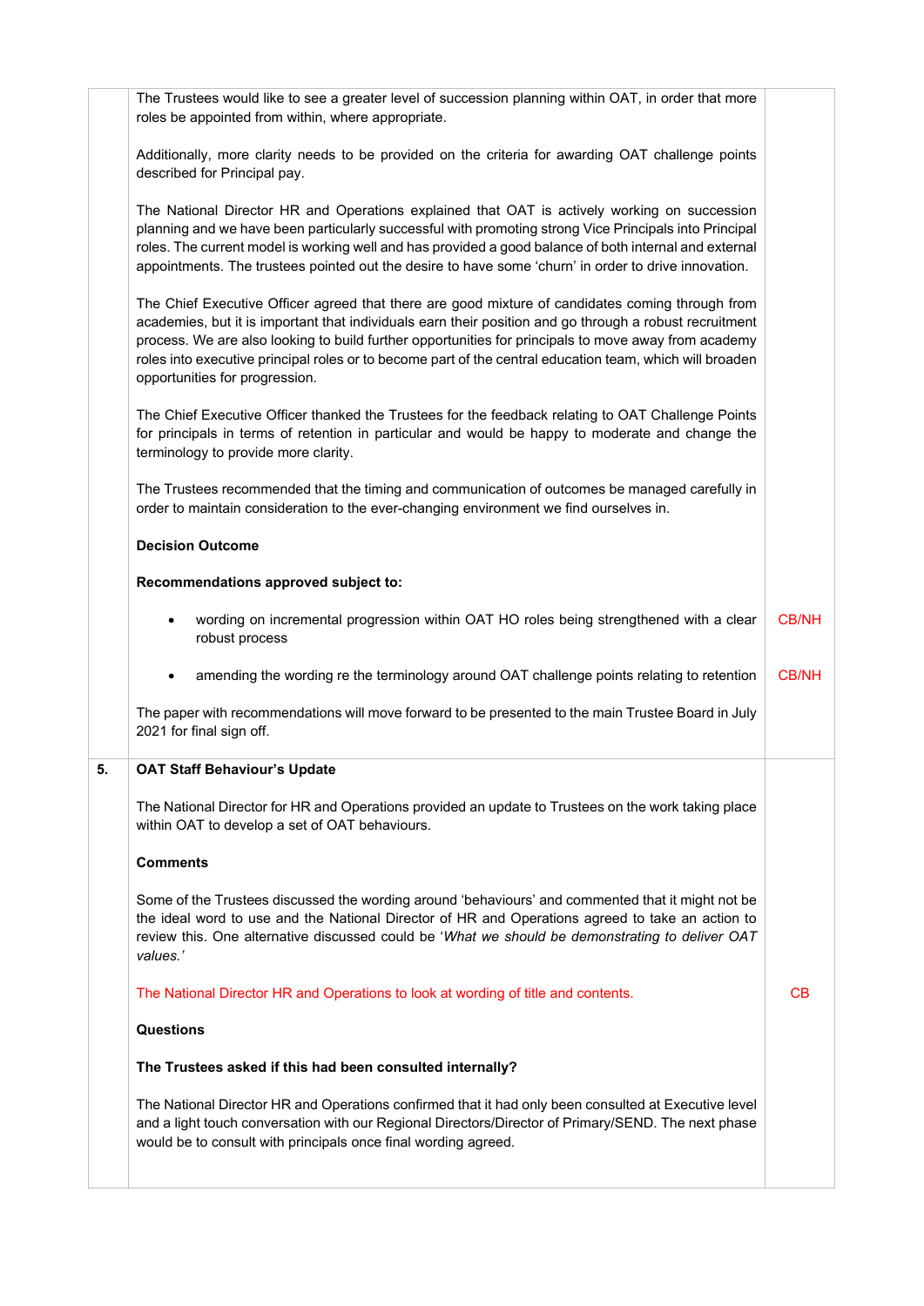| | | |
|---|---|---|
| | The Trustees would like to see a greater level of succession planning within OAT, in order that more roles be appointed from within, where appropriate.<br><br>Additionally, more clarity needs to be provided on the criteria for awarding OAT challenge points described for Principal pay.<br><br>The National Director HR and Operations explained that OAT is actively working on succession planning and we have been particularly successful with promoting strong Vice Principals into Principal roles. The current model is working well and has provided a good balance of both internal and external appointments. The trustees pointed out the desire to have some 'churn' in order to drive innovation.<br><br>The Chief Executive Officer agreed that there are good mixture of candidates coming through from academies, but it is important that individuals earn their position and go through a robust recruitment process. We are also looking to build further opportunities for principals to move away from academy roles into executive principal roles or to become part of the central education team, which will broaden opportunities for progression.<br><br>The Chief Executive Officer thanked the Trustees for the feedback relating to OAT Challenge Points for principals in terms of retention in particular and would be happy to moderate and change the terminology to provide more clarity.<br><br>The Trustees recommended that the timing and communication of outcomes be managed carefully in order to maintain consideration to the ever-changing environment we find ourselves in.<br><br>**Decision Outcome**<br><br>**Recommendations approved subject to:**<br><br>• wording on incremental progression within OAT HO roles being strengthened with a clear robust process<br><br>• amending the wording re the terminology around OAT challenge points relating to retention<br><br>The paper with recommendations will move forward to be presented to the main Trustee Board in July 2021 for final sign off. | <br><br><br><br><br><br><br><br><br><br><br><br><br><br><br><br><br><br><br><br>CB/NH<br><br>CB/NH |
| **5.** | **OAT Staff Behaviour's Update**<br><br>The National Director for HR and Operations provided an update to Trustees on the work taking place within OAT to develop a set of OAT behaviours.<br><br>**Comments**<br><br>Some of the Trustees discussed the wording around 'behaviours' and commented that it might not be the ideal word to use and the National Director of HR and Operations agreed to take an action to review this. One alternative discussed could be '*What we should be demonstrating to deliver OAT values.'*<br><br>The National Director HR and Operations to look at wording of title and contents.<br><br>**Questions**<br><br>**The Trustees asked if this had been consulted internally?**<br><br>The National Director HR and Operations confirmed that it had only been consulted at Executive level and a light touch conversation with our Regional Directors/Director of Primary/SEND. The next phase would be to consult with principals once final wording agreed. | <br><br><br><br><br><br><br><br><br><br>CB |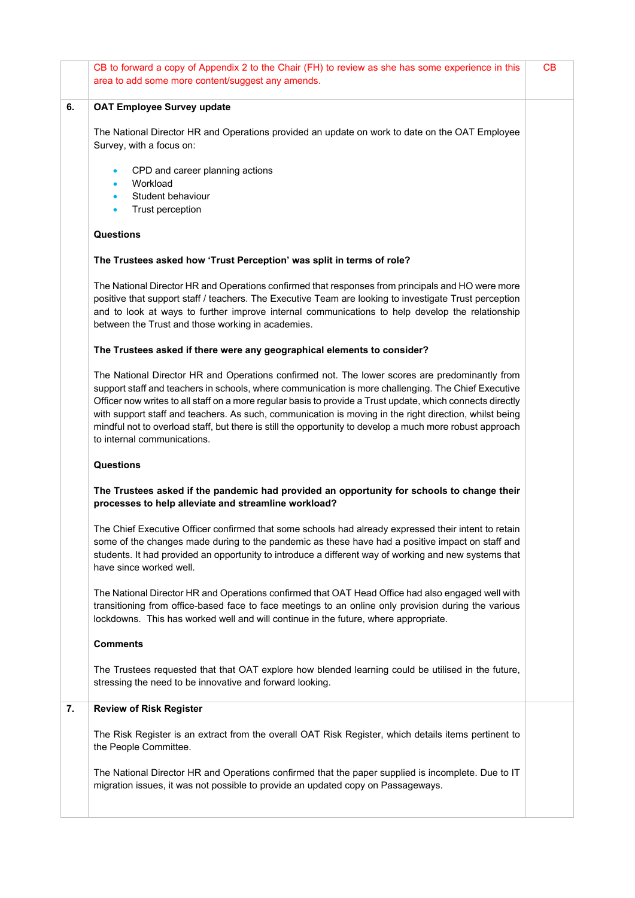| | | |
|---|---|---|
| | CB to forward a copy of Appendix 2 to the Chair (FH) to review as she has some experience in this area to add some more content/suggest any amends. | CB |
| **6.** | **OAT Employee Survey update**<br><br>The National Director HR and Operations provided an update on work to date on the OAT Employee Survey, with a focus on:<br><br>• CPD and career planning actions<br>• Workload<br>• Student behaviour<br>• Trust perception<br><br>**Questions**<br><br>**The Trustees asked how 'Trust Perception' was split in terms of role?**<br><br>The National Director HR and Operations confirmed that responses from principals and HO were more positive that support staff / teachers. The Executive Team are looking to investigate Trust perception and to look at ways to further improve internal communications to help develop the relationship between the Trust and those working in academies.<br><br>**The Trustees asked if there were any geographical elements to consider?**<br><br>The National Director HR and Operations confirmed not. The lower scores are predominantly from support staff and teachers in schools, where communication is more challenging. The Chief Executive Officer now writes to all staff on a more regular basis to provide a Trust update, which connects directly with support staff and teachers. As such, communication is moving in the right direction, whilst being mindful not to overload staff, but there is still the opportunity to develop a much more robust approach to internal communications.<br><br>**Questions**<br><br>**The Trustees asked if the pandemic had provided an opportunity for schools to change their processes to help alleviate and streamline workload?**<br><br>The Chief Executive Officer confirmed that some schools had already expressed their intent to retain some of the changes made during to the pandemic as these have had a positive impact on staff and students. It had provided an opportunity to introduce a different way of working and new systems that have since worked well.<br><br>The National Director HR and Operations confirmed that OAT Head Office had also engaged well with transitioning from office-based face to face meetings to an online only provision during the various lockdowns. This has worked well and will continue in the future, where appropriate.<br><br>**Comments**<br><br>The Trustees requested that that OAT explore how blended learning could be utilised in the future, stressing the need to be innovative and forward looking. | |
| **7.** | **Review of Risk Register**<br><br>The Risk Register is an extract from the overall OAT Risk Register, which details items pertinent to the People Committee.<br><br>The National Director HR and Operations confirmed that the paper supplied is incomplete. Due to IT migration issues, it was not possible to provide an updated copy on Passageways. | |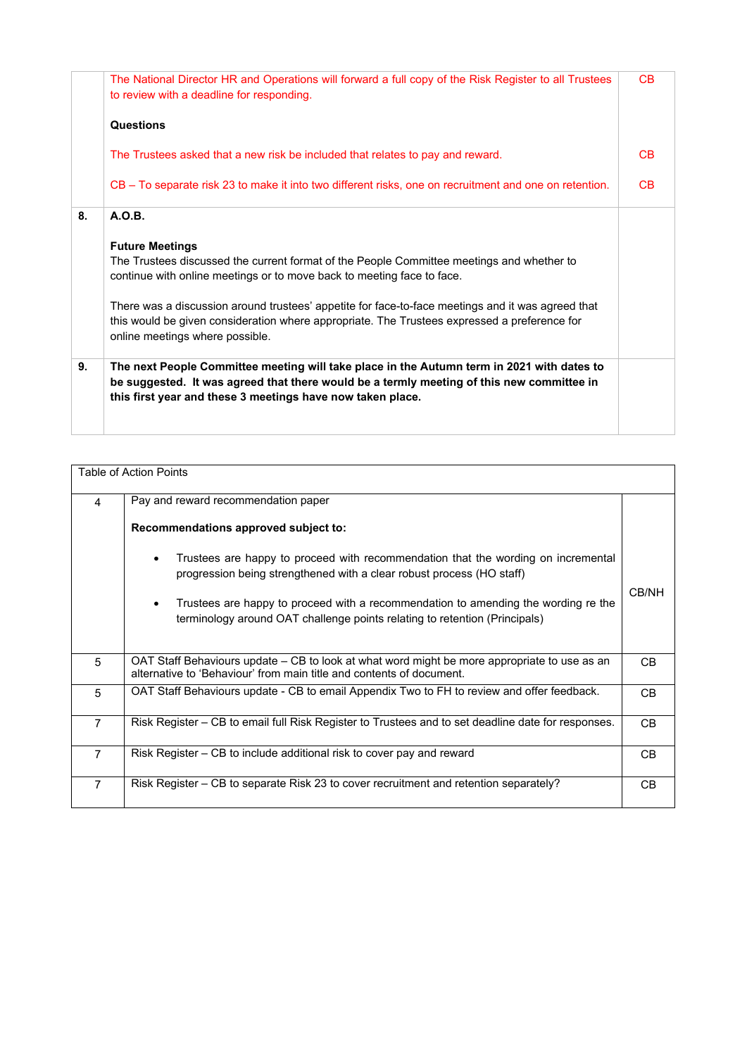| | | |
|---|---|---|
| | The National Director HR and Operations will forward a full copy of the Risk Register to all Trustees to review with a deadline for responding.<br><br>**Questions**<br><br>The Trustees asked that a new risk be included that relates to pay and reward.<br><br>CB – To separate risk 23 to make it into two different risks, one on recruitment and one on retention. | CB<br><br><br><br>CB<br><br>CB |
| **8.** | **A.O.B.**<br><br>**Future Meetings**<br>The Trustees discussed the current format of the People Committee meetings and whether to continue with online meetings or to move back to meeting face to face.<br><br>There was a discussion around trustees' appetite for face-to-face meetings and it was agreed that this would be given consideration where appropriate. The Trustees expressed a preference for online meetings where possible. | |
| **9.** | **The next People Committee meeting will take place in the Autumn term in 2021 with dates to be suggested. It was agreed that there would be a termly meeting of this new committee in this first year and these 3 meetings have now taken place.** | |

| Table of Action Points | | |
|---|---|---|
| 4 | Pay and reward recommendation paper<br><br>**Recommendations approved subject to:**<br><br>• Trustees are happy to proceed with recommendation that the wording on incremental progression being strengthened with a clear robust process (HO staff)<br><br>• Trustees are happy to proceed with a recommendation to amending the wording re the terminology around OAT challenge points relating to retention (Principals) | CB/NH |
| 5 | OAT Staff Behaviours update – CB to look at what word might be more appropriate to use as an alternative to 'Behaviour' from main title and contents of document. | CB |
| 5 | OAT Staff Behaviours update - CB to email Appendix Two to FH to review and offer feedback. | CB |
| 7 | Risk Register – CB to email full Risk Register to Trustees and to set deadline date for responses. | CB |
| 7 | Risk Register – CB to include additional risk to cover pay and reward | CB |
| 7 | Risk Register – CB to separate Risk 23 to cover recruitment and retention separately? | CB |